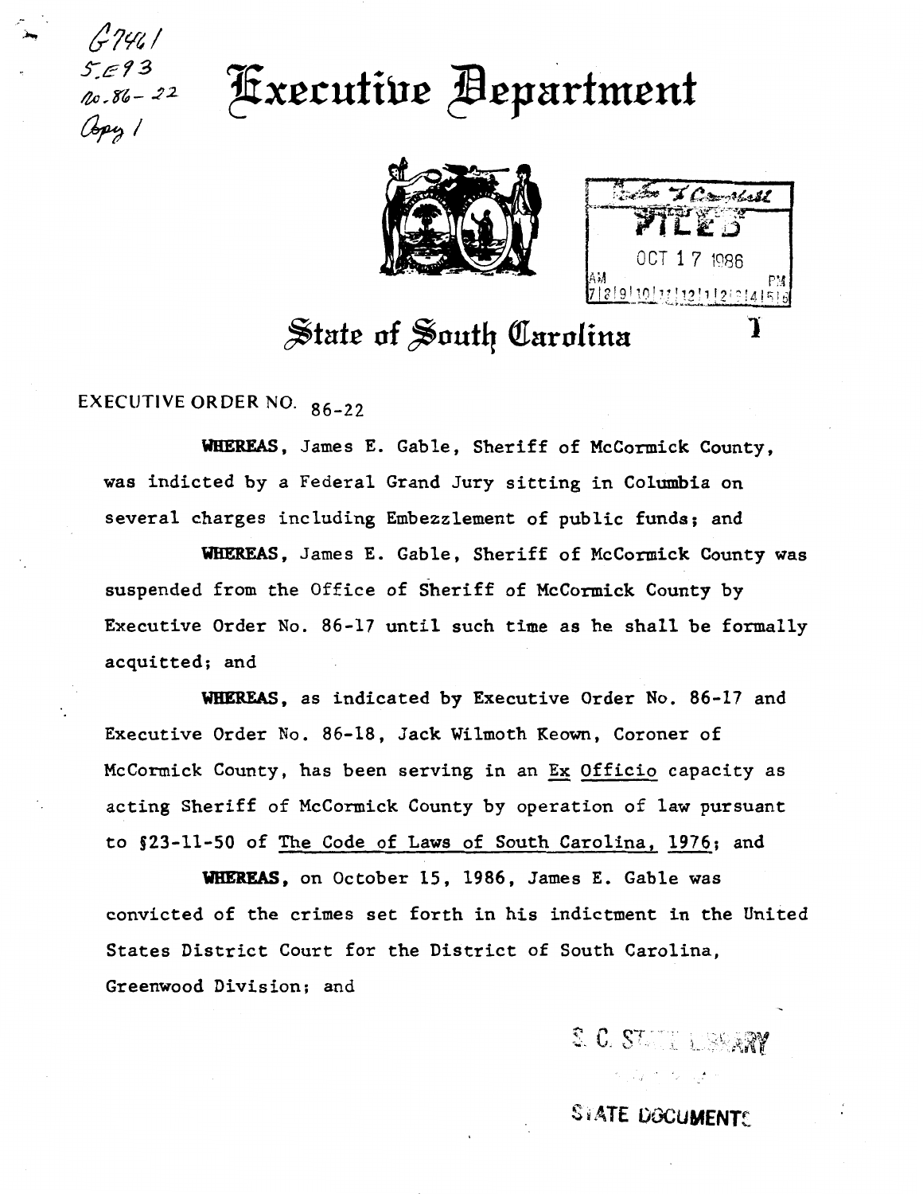G7461
5.E93
no.86-22
Copy 1

# Executive Department

FILED
OCT 17 1986

## State of South Carolina

EXECUTIVE ORDER NO. 86-22

**WHEREAS**, James E. Gable, Sheriff of McCormick County, was indicted by a Federal Grand Jury sitting in Columbia on several charges including Embezzlement of public funds; and

**WHEREAS**, James E. Gable, Sheriff of McCormick County was suspended from the Office of Sheriff of McCormick County by Executive Order No. 86-17 until such time as he shall be formally acquitted; and

**WHEREAS**, as indicated by Executive Order No. 86-17 and Executive Order No. 86-18, Jack Wilmoth Keown, Coroner of McCormick County, has been serving in an Ex Officio capacity as acting Sheriff of McCormick County by operation of law pursuant to §23-11-50 of The Code of Laws of South Carolina, 1976; and

**WHEREAS**, on October 15, 1986, James E. Gable was convicted of the crimes set forth in his indictment in the United States District Court for the District of South Carolina, Greenwood Division; and

S. C. STATE LIBRARY

STATE DOCUMENTS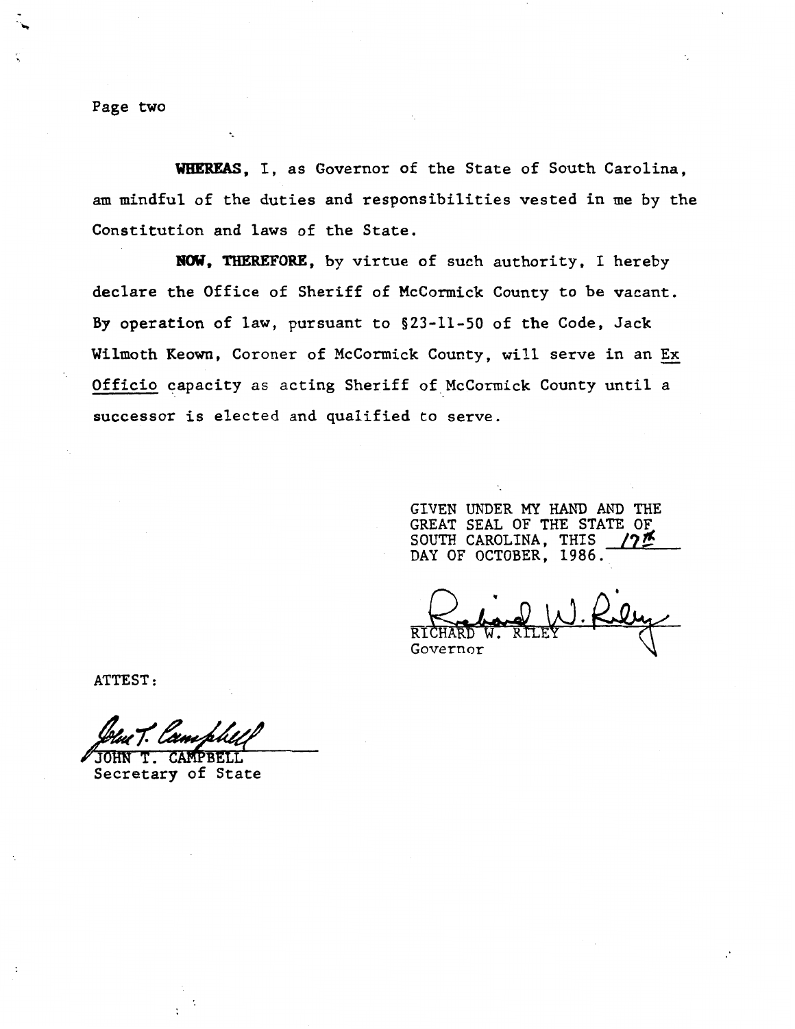Page two

**WHEREAS**, I, as Governor of the State of South Carolina, am mindful of the duties and responsibilities vested in me by the Constitution and laws of the State.

**NOW, THEREFORE**, by virtue of such authority, I hereby declare the Office of Sheriff of McCormick County to be vacant. By operation of law, pursuant to §23-11-50 of the Code, Jack Wilmoth Keown, Coroner of McCormick County, will serve in an Ex Officio capacity as acting Sheriff of McCormick County until a successor is elected and qualified to serve.

GIVEN UNDER MY HAND AND THE GREAT SEAL OF THE STATE OF SOUTH CAROLINA, THIS 17th DAY OF OCTOBER, 1986.

Richard W. Riley
RICHARD W. RILEY
Governor

ATTEST:

John T. Campbell
JOHN T. CAMPBELL
Secretary of State